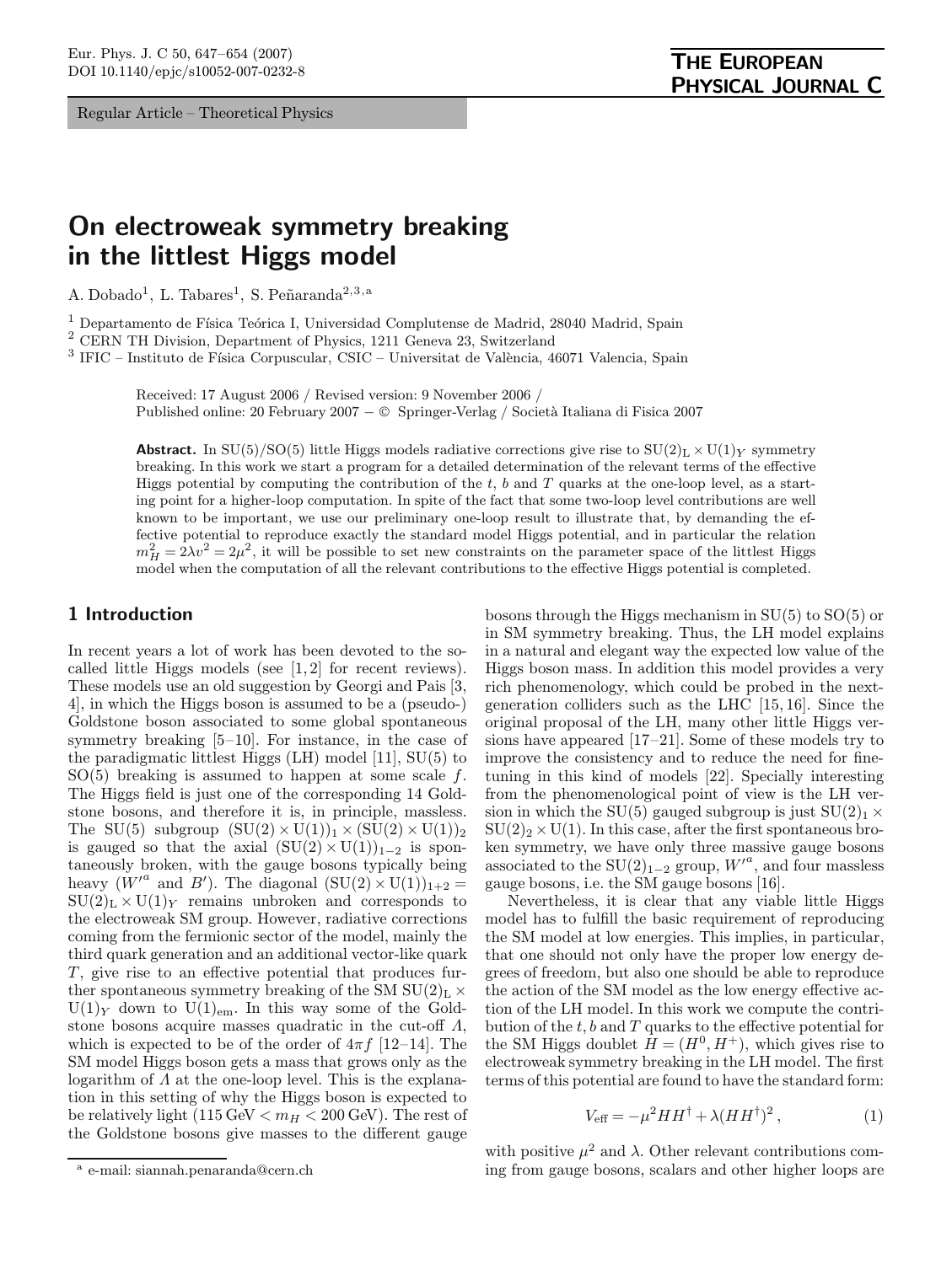Regular Article – Theoretical Physics

# On electroweak symmetry breaking in the littlest Higgs model

A. Dobado[1], L. Tabares[1], S. Peñaranda[2,3,a]

[1] Departamento de Física Teórica I, Universidad Complutense de Madrid, 28040 Madrid, Spain
[2] CERN TH Division, Department of Physics, 1211 Geneva 23, Switzerland
[3] IFIC – Instituto de Física Corpuscular, CSIC – Universitat de València, 46071 Valencia, Spain

Received: 17 August 2006 / Revised version: 9 November 2006 /
Published online: 20 February 2007 – © Springer-Verlag / Società Italiana di Fisica 2007

**Abstract.** In SU(5)/SO(5) little Higgs models radiative corrections give rise to $\mathrm{SU(2)_L \times U(1)}_Y$ symmetry breaking. In this work we start a program for a detailed determination of the relevant terms of the effective Higgs potential by computing the contribution of the $t$, $b$ and $T$ quarks at the one-loop level, as a starting point for a higher-loop computation. In spite of the fact that some two-loop level contributions are well known to be important, we use our preliminary one-loop result to illustrate that, by demanding the effective potential to reproduce exactly the standard model Higgs potential, and in particular the relation $m_H^2 = 2\lambda v^2 = 2\mu^2$, it will be possible to set new constraints on the parameter space of the littlest Higgs model when the computation of all the relevant contributions to the effective Higgs potential is completed.

## 1 Introduction

In recent years a lot of work has been devoted to the so-called little Higgs models (see [1, 2] for recent reviews). These models use an old suggestion by Georgi and Pais [3, 4], in which the Higgs boson is assumed to be a (pseudo-) Goldstone boson associated to some global spontaneous symmetry breaking [5–10]. For instance, in the case of the paradigmatic littlest Higgs (LH) model [11], SU(5) to SO(5) breaking is assumed to happen at some scale $f$. The Higgs field is just one of the corresponding 14 Goldstone bosons, and therefore it is, in principle, massless. The SU(5) subgroup $(\mathrm{SU(2)\times U(1)})_1 \times (\mathrm{SU(2)\times U(1)})_2$ is gauged so that the axial $(\mathrm{SU(2)\times U(1)})_{1-2}$ is spontaneously broken, with the gauge bosons typically being heavy ($W'^a$ and $B'$). The diagonal $(\mathrm{SU(2)\times U(1)})_{1+2} = \mathrm{SU(2)_L \times U(1)}_Y$ remains unbroken and corresponds to the electroweak SM group. However, radiative corrections coming from the fermionic sector of the model, mainly the third quark generation and an additional vector-like quark $T$, give rise to an effective potential that produces further spontaneous symmetry breaking of the SM $\mathrm{SU(2)_L \times U(1)}_Y$ down to $\mathrm{U(1)_{em}}$. In this way some of the Goldstone bosons acquire masses quadratic in the cut-off $\Lambda$, which is expected to be of the order of $4\pi f$ [12–14]. The SM model Higgs boson gets a mass that grows only as the logarithm of $\Lambda$ at the one-loop level. This is the explanation in this setting of why the Higgs boson is expected to be relatively light ($115\,\mathrm{GeV} < m_H < 200\,\mathrm{GeV}$). The rest of the Goldstone bosons give masses to the different gauge bosons through the Higgs mechanism in SU(5) to SO(5) or in SM symmetry breaking. Thus, the LH model explains in a natural and elegant way the expected low value of the Higgs boson mass. In addition this model provides a very rich phenomenology, which could be probed in the next-generation colliders such as the LHC [15, 16]. Since the original proposal of the LH, many other little Higgs versions have appeared [17–21]. Some of these models try to improve the consistency and to reduce the need for fine-tuning in this kind of models [22]. Specially interesting from the phenomenological point of view is the LH version in which the SU(5) gauged subgroup is just $\mathrm{SU(2)_1 \times SU(2)_2 \times U(1)}$. In this case, after the first spontaneous broken symmetry, we have only three massive gauge bosons associated to the $\mathrm{SU(2)}_{1-2}$ group, $W'^a$, and four massless gauge bosons, i.e. the SM gauge bosons [16].

Nevertheless, it is clear that any viable little Higgs model has to fulfill the basic requirement of reproducing the SM model at low energies. This implies, in particular, that one should not only have the proper low energy degrees of freedom, but also one should be able to reproduce the action of the SM model as the low energy effective action of the LH model. In this work we compute the contribution of the $t$, $b$ and $T$ quarks to the effective potential for the SM Higgs doublet $H = (H^0, H^+)$, which gives rise to electroweak symmetry breaking in the LH model. The first terms of this potential are found to have the standard form:

$$V_{\mathrm{eff}} = -\mu^2 H H^\dagger + \lambda (H H^\dagger)^2 \,, \tag{1}$$

with positive $\mu^2$ and $\lambda$. Other relevant contributions coming from gauge bosons, scalars and other higher loops are

[a] e-mail: siannah.penaranda@cern.ch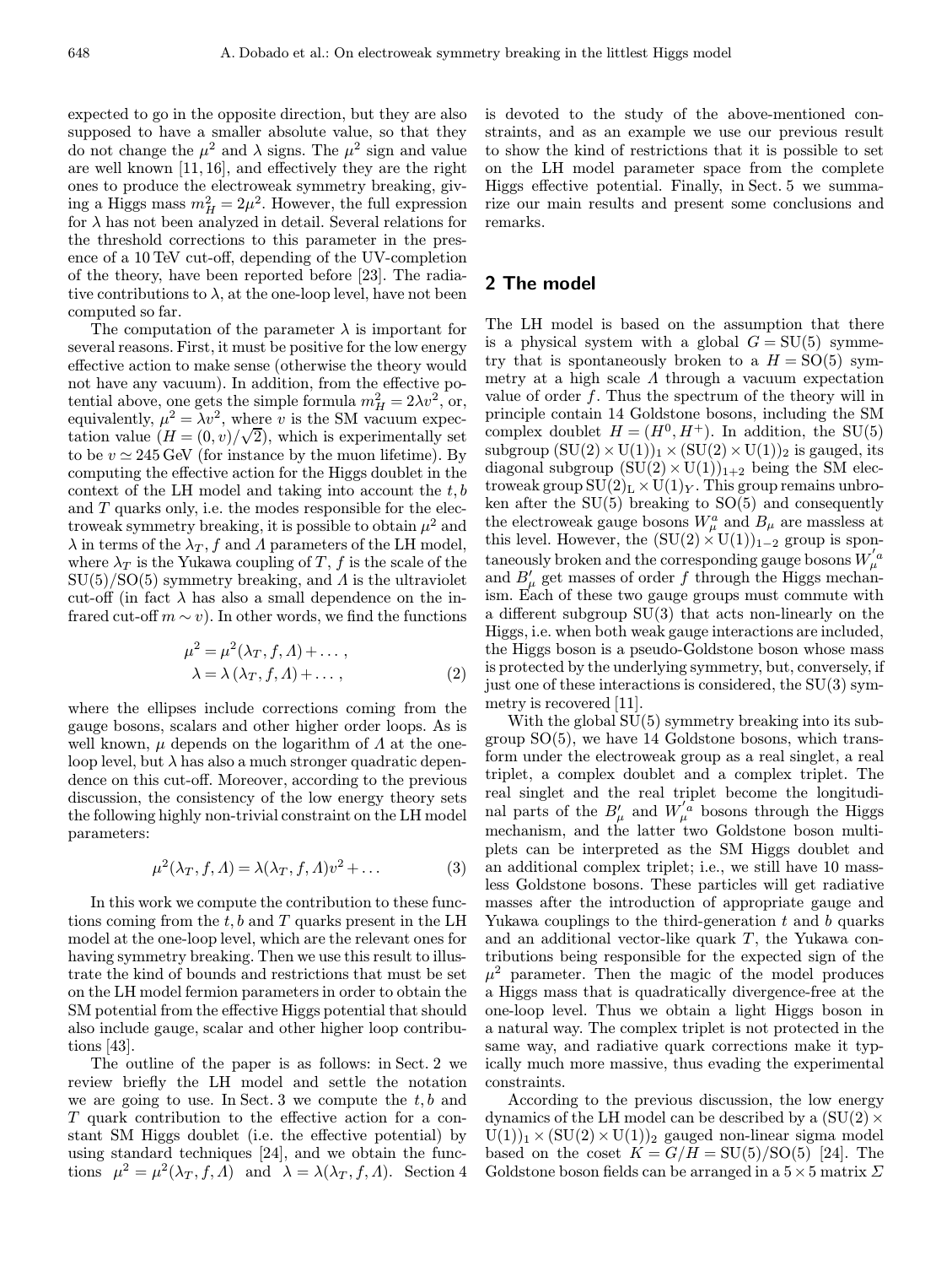expected to go in the opposite direction, but they are also supposed to have a smaller absolute value, so that they do not change the $\mu^2$ and $\lambda$ signs. The $\mu^2$ sign and value are well known [11, 16], and effectively they are the right ones to produce the electroweak symmetry breaking, giving a Higgs mass $m_H^2 = 2\mu^2$. However, the full expression for $\lambda$ has not been analyzed in detail. Several relations for the threshold corrections to this parameter in the presence of a 10 TeV cut-off, depending of the UV-completion of the theory, have been reported before [23]. The radiative contributions to $\lambda$, at the one-loop level, have not been computed so far.

The computation of the parameter $\lambda$ is important for several reasons. First, it must be positive for the low energy effective action to make sense (otherwise the theory would not have any vacuum). In addition, from the effective potential above, one gets the simple formula $m_H^2 = 2\lambda v^2$, or, equivalently, $\mu^2 = \lambda v^2$, where $v$ is the SM vacuum expectation value ($H = (0, v)/\sqrt{2}$), which is experimentally set to be $v \simeq 245$ GeV (for instance by the muon lifetime). By computing the effective action for the Higgs doublet in the context of the LH model and taking into account the $t, b$ and $T$ quarks only, i.e. the modes responsible for the electroweak symmetry breaking, it is possible to obtain $\mu^2$ and $\lambda$ in terms of the $\lambda_T$, $f$ and $\Lambda$ parameters of the LH model, where $\lambda_T$ is the Yukawa coupling of $T$, $f$ is the scale of the SU(5)/SO(5) symmetry breaking, and $\Lambda$ is the ultraviolet cut-off (in fact $\lambda$ has also a small dependence on the infrared cut-off $m \sim v$). In other words, we find the functions

$$
\begin{aligned}
\mu^2 &= \mu^2(\lambda_T, f, \Lambda) + \dots\,, \\
\lambda &= \lambda\,(\lambda_T, f, \Lambda) + \dots\,,
\end{aligned}
\tag{2}
$$

where the ellipses include corrections coming from the gauge bosons, scalars and other higher order loops. As is well known, $\mu$ depends on the logarithm of $\Lambda$ at the one-loop level, but $\lambda$ has also a much stronger quadratic dependence on this cut-off. Moreover, according to the previous discussion, the consistency of the low energy theory sets the following highly non-trivial constraint on the LH model parameters:

$$
\mu^2(\lambda_T, f, \Lambda) = \lambda(\lambda_T, f, \Lambda) v^2 + \dots \tag{3}
$$

In this work we compute the contribution to these functions coming from the $t, b$ and $T$ quarks present in the LH model at the one-loop level, which are the relevant ones for having symmetry breaking. Then we use this result to illustrate the kind of bounds and restrictions that must be set on the LH model fermion parameters in order to obtain the SM potential from the effective Higgs potential that should also include gauge, scalar and other higher loop contributions [43].

The outline of the paper is as follows: in Sect. 2 we review briefly the LH model and settle the notation we are going to use. In Sect. 3 we compute the $t, b$ and $T$ quark contribution to the effective action for a constant SM Higgs doublet (i.e. the effective potential) by using standard techniques [24], and we obtain the functions $\mu^2 = \mu^2(\lambda_T, f, \Lambda)$ and $\lambda = \lambda(\lambda_T, f, \Lambda)$. Section 4 is devoted to the study of the above-mentioned constraints, and as an example we use our previous result to show the kind of restrictions that it is possible to set on the LH model parameter space from the complete Higgs effective potential. Finally, in Sect. 5 we summarize our main results and present some conclusions and remarks.

## 2 The model

The LH model is based on the assumption that there is a physical system with a global $G = \mathrm{SU}(5)$ symmetry that is spontaneously broken to a $H = \mathrm{SO}(5)$ symmetry at a high scale $\Lambda$ through a vacuum expectation value of order $f$. Thus the spectrum of the theory will in principle contain 14 Goldstone bosons, including the SM complex doublet $H = (H^0, H^+)$. In addition, the SU(5) subgroup $(\mathrm{SU}(2)\times \mathrm{U}(1))_1 \times (\mathrm{SU}(2)\times \mathrm{U}(1))_2$ is gauged, its diagonal subgroup $(\mathrm{SU}(2)\times \mathrm{U}(1))_{1+2}$ being the SM electroweak group $\mathrm{SU}(2)_\mathrm{L} \times \mathrm{U}(1)_Y$. This group remains unbroken after the SU(5) breaking to SO(5) and consequently the electroweak gauge bosons $W^a_\mu$ and $B_\mu$ are massless at this level. However, the $(\mathrm{SU}(2)\times \mathrm{U}(1))_{1-2}$ group is spontaneously broken and the corresponding gauge bosons $W^{\prime a}_\mu$ and $B'_\mu$ get masses of order $f$ through the Higgs mechanism. Each of these two gauge groups must commute with a different subgroup SU(3) that acts non-linearly on the Higgs, i.e. when both weak gauge interactions are included, the Higgs boson is a pseudo-Goldstone boson whose mass is protected by the underlying symmetry, but, conversely, if just one of these interactions is considered, the SU(3) symmetry is recovered [11].

With the global SU(5) symmetry breaking into its subgroup SO(5), we have 14 Goldstone bosons, which transform under the electroweak group as a real singlet, a real triplet, a complex doublet and a complex triplet. The real singlet and the real triplet become the longitudinal parts of the $B'_\mu$ and $W^{\prime a}_\mu$ bosons through the Higgs mechanism, and the latter two Goldstone boson multiplets can be interpreted as the SM Higgs doublet and an additional complex triplet; i.e., we still have 10 massless Goldstone bosons. These particles will get radiative masses after the introduction of appropriate gauge and Yukawa couplings to the third-generation $t$ and $b$ quarks and an additional vector-like quark $T$, the Yukawa contributions being responsible for the expected sign of the $\mu^2$ parameter. Then the magic of the model produces a Higgs mass that is quadratically divergence-free at the one-loop level. Thus we obtain a light Higgs boson in a natural way. The complex triplet is not protected in the same way, and radiative quark corrections make it typically much more massive, thus evading the experimental constraints.

According to the previous discussion, the low energy dynamics of the LH model can be described by a $(\mathrm{SU}(2)\times \mathrm{U}(1))_1 \times (\mathrm{SU}(2)\times \mathrm{U}(1))_2$ gauged non-linear sigma model based on the coset $K = G/H = \mathrm{SU}(5)/\mathrm{SO}(5)$ [24]. The Goldstone boson fields can be arranged in a $5\times 5$ matrix $\Sigma$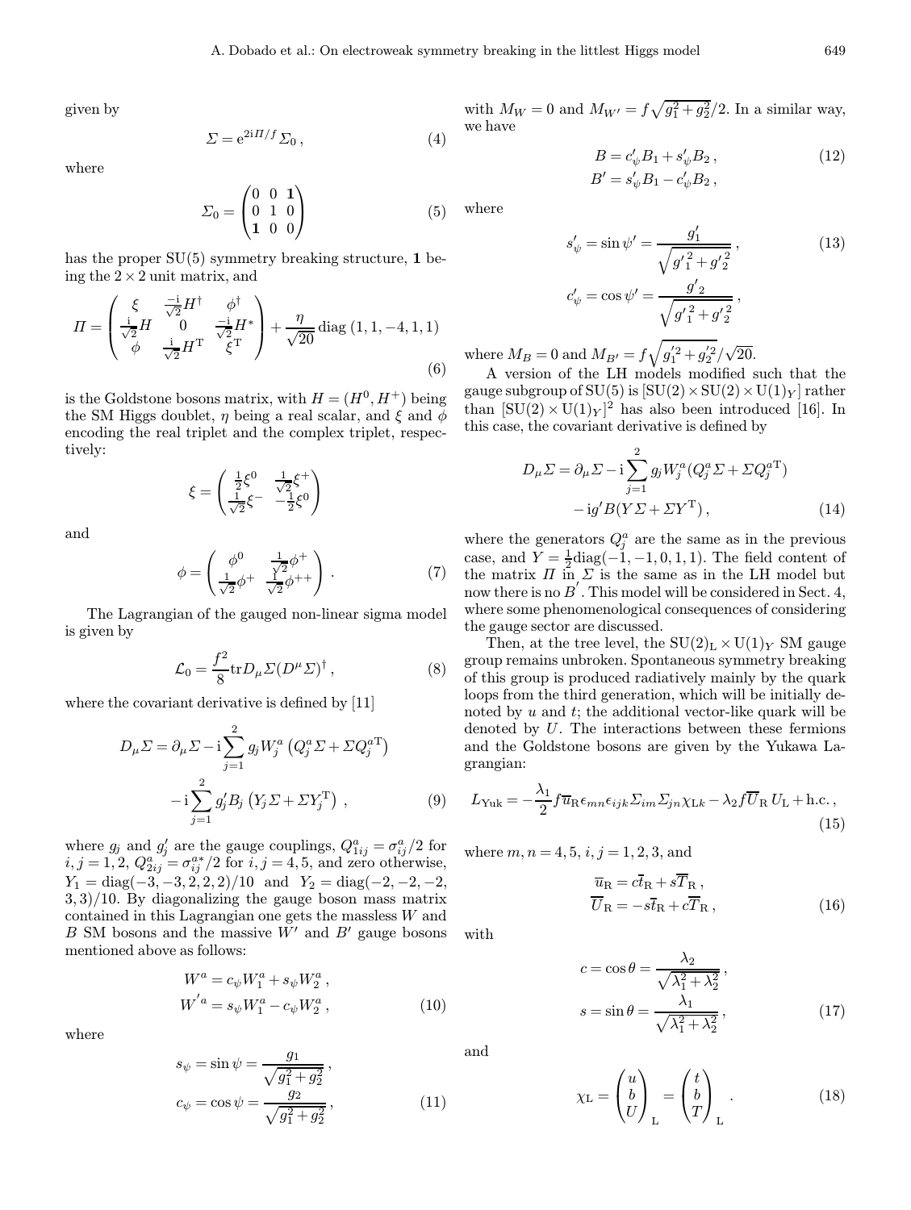given by

$$\Sigma = e^{2i\Pi/f}\Sigma_0 \,, \tag{4}$$

where

$$\Sigma_0 = \begin{pmatrix} 0 & 0 & \mathbf{1} \\ 0 & 1 & 0 \\ \mathbf{1} & 0 & 0 \end{pmatrix} \tag{5}$$

has the proper SU(5) symmetry breaking structure, $\mathbf{1}$ being the $2\times 2$ unit matrix, and

$$\Pi = \begin{pmatrix} \xi & \frac{-i}{\sqrt{2}}H^\dagger & \phi^\dagger \\ \frac{i}{\sqrt{2}}H & 0 & \frac{-i}{\sqrt{2}}H^* \\ \phi & \frac{i}{\sqrt{2}}H^{\mathrm{T}} & \xi^{\mathrm{T}} \end{pmatrix} + \frac{\eta}{\sqrt{20}}\,\mathrm{diag}\,(1,1,-4,1,1) \tag{6}$$

is the Goldstone bosons matrix, with $H=(H^0,H^+)$ being the SM Higgs doublet, $\eta$ being a real scalar, and $\xi$ and $\phi$ encoding the real triplet and the complex triplet, respectively:

$$\xi = \begin{pmatrix} \frac{1}{2}\xi^0 & \frac{1}{\sqrt{2}}\xi^+ \\ \frac{1}{\sqrt{2}}\xi^- & -\frac{1}{2}\xi^0 \end{pmatrix}$$

and

$$\phi = \begin{pmatrix} \phi^0 & \frac{1}{\sqrt{2}}\phi^+ \\ \frac{1}{\sqrt{2}}\phi^+ & \frac{1}{\sqrt{2}}\phi^{++} \end{pmatrix} . \tag{7}$$

The Lagrangian of the gauged non-linear sigma model is given by

$$\mathcal{L}_0 = \frac{f^2}{8}\mathrm{tr}D_\mu\Sigma(D^\mu\Sigma)^\dagger \,, \tag{8}$$

where the covariant derivative is defined by [11]

$$D_\mu\Sigma = \partial_\mu\Sigma - i\sum_{j=1}^{2} g_j W_j^a \left(Q_j^a\Sigma + \Sigma Q_j^{a\mathrm{T}}\right) - i\sum_{j=1}^{2} g_j' B_j \left(Y_j\Sigma + \Sigma Y_j^{\mathrm{T}}\right) \,, \tag{9}$$

where $g_j$ and $g_j'$ are the gauge couplings, $Q_{1ij}^a = \sigma_{ij}^a/2$ for $i,j=1,2$, $Q_{2ij}^a = \sigma_{ij}^{a*}/2$ for $i,j=4,5$, and zero otherwise, $Y_1 = \mathrm{diag}(-3,-3,2,2,2)/10$ and $Y_2 = \mathrm{diag}(-2,-2,-2,3,3)/10$. By diagonalizing the gauge boson mass matrix contained in this Lagrangian one gets the massless $W$ and $B$ SM bosons and the massive $W'$ and $B'$ gauge bosons mentioned above as follows:

$$\begin{aligned} W^a &= c_\psi W_1^a + s_\psi W_2^a \,, \\ W'^a &= s_\psi W_1^a - c_\psi W_2^a \,, \end{aligned} \tag{10}$$

where

$$\begin{aligned} s_\psi &= \sin\psi = \frac{g_1}{\sqrt{g_1^2+g_2^2}} \,, \\ c_\psi &= \cos\psi = \frac{g_2}{\sqrt{g_1^2+g_2^2}} \,, \end{aligned} \tag{11}$$

with $M_W = 0$ and $M_{W'} = f\sqrt{g_1^2+g_2^2}/2$. In a similar way, we have

$$\begin{aligned} B &= c_\psi' B_1 + s_\psi' B_2 \,, \\ B' &= s_\psi' B_1 - c_\psi' B_2 \,, \end{aligned} \tag{12}$$

where

$$\begin{aligned} s_\psi' &= \sin\psi' = \frac{g_1'}{\sqrt{{g'}_1^2+{g'}_2^2}} \,, \\ c_\psi' &= \cos\psi' = \frac{{g'}_2}{\sqrt{{g'}_1^2+{g'}_2^2}} \,, \end{aligned} \tag{13}$$

where $M_B = 0$ and $M_{B'} = f\sqrt{g_1'^2+g_2'^2}/\sqrt{20}$.

A version of the LH models modified such that the gauge subgroup of SU(5) is $[\mathrm{SU}(2)\times\mathrm{SU}(2)\times\mathrm{U}(1)_Y]$ rather than $[\mathrm{SU}(2)\times\mathrm{U}(1)_Y]^2$ has also been introduced [16]. In this case, the covariant derivative is defined by

$$D_\mu\Sigma = \partial_\mu\Sigma - i\sum_{j=1}^{2} g_j W_j^a(Q_j^a\Sigma + \Sigma Q_j^{a\mathrm{T}}) - ig'B(Y\Sigma + \Sigma Y^{\mathrm{T}}) \,, \tag{14}$$

where the generators $Q_j^a$ are the same as in the previous case, and $Y = \frac{1}{2}\mathrm{diag}(-1,-1,0,1,1)$. The field content of the matrix $\Pi$ in $\Sigma$ is the same as in the LH model but now there is no $B'$. This model will be considered in Sect. 4, where some phenomenological consequences of considering the gauge sector are discussed.

Then, at the tree level, the $\mathrm{SU}(2)_{\mathrm{L}}\times\mathrm{U}(1)_Y$ SM gauge group remains unbroken. Spontaneous symmetry breaking of this group is produced radiatively mainly by the quark loops from the third generation, which will be initially denoted by $u$ and $t$; the additional vector-like quark will be denoted by $U$. The interactions between these fermions and the Goldstone bosons are given by the Yukawa Lagrangian:

$$L_{\mathrm{Yuk}} = -\frac{\lambda_1}{2}f\overline{u}_{\mathrm{R}}\epsilon_{mn}\epsilon_{ijk}\Sigma_{im}\Sigma_{jn}\chi_{\mathrm{L}k} - \lambda_2 f\overline{U}_{\mathrm{R}}U_{\mathrm{L}} + \mathrm{h.c.} \,, \tag{15}$$

where $m,n=4,5$, $i,j=1,2,3$, and

$$\begin{aligned} \overline{u}_{\mathrm{R}} &= c\overline{t}_{\mathrm{R}} + s\overline{T}_{\mathrm{R}} \,, \\ \overline{U}_{\mathrm{R}} &= -s\overline{t}_{\mathrm{R}} + c\overline{T}_{\mathrm{R}} \,, \end{aligned} \tag{16}$$

with

$$\begin{aligned} c &= \cos\theta = \frac{\lambda_2}{\sqrt{\lambda_1^2+\lambda_2^2}} \,, \\ s &= \sin\theta = \frac{\lambda_1}{\sqrt{\lambda_1^2+\lambda_2^2}} \,, \end{aligned} \tag{17}$$

and

$$\chi_{\mathrm{L}} = \begin{pmatrix} u \\ b \\ U \end{pmatrix}_{\mathrm{L}} = \begin{pmatrix} t \\ b \\ T \end{pmatrix}_{\mathrm{L}} . \tag{18}$$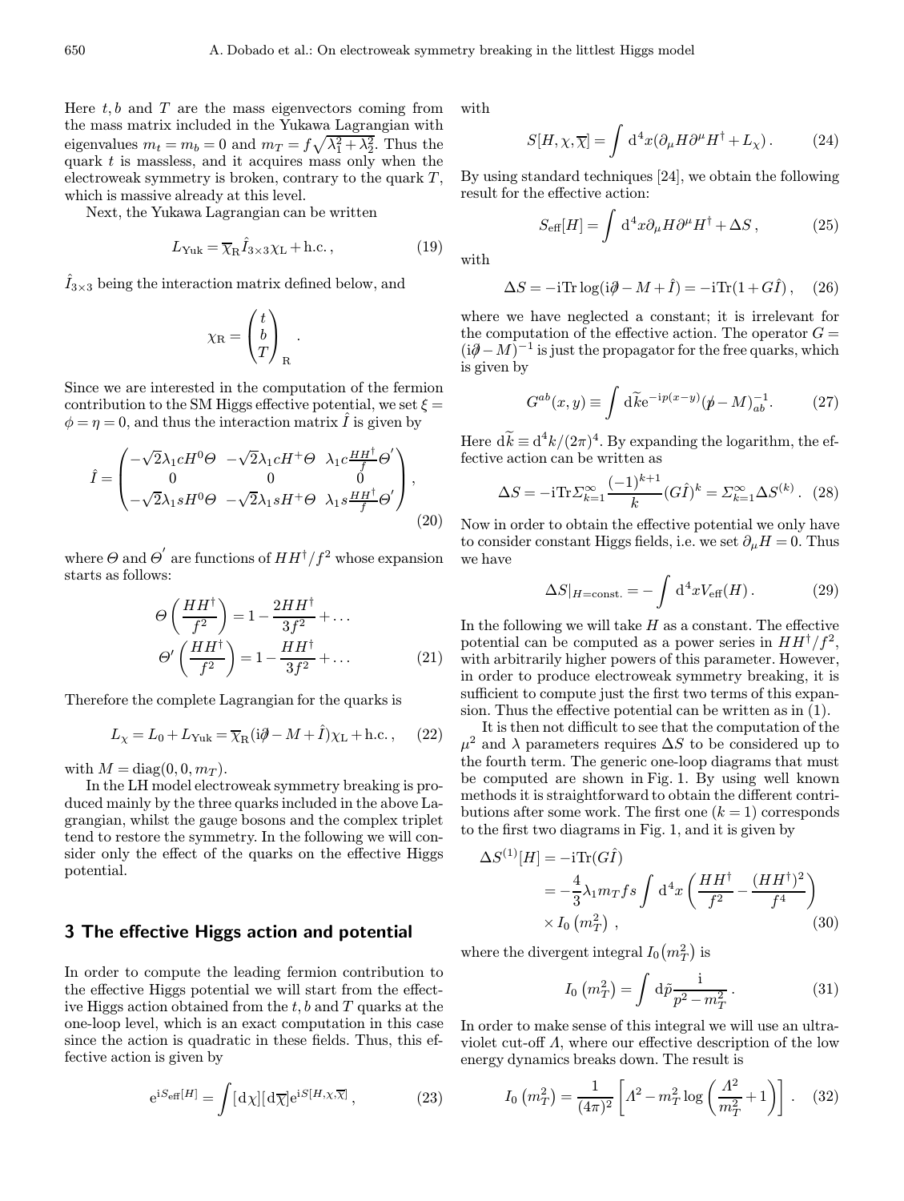Here $t, b$ and $T$ are the mass eigenvectors coming from the mass matrix included in the Yukawa Lagrangian with eigenvalues $m_t = m_b = 0$ and $m_T = f\sqrt{\lambda_1^2+\lambda_2^2}$. Thus the quark $t$ is massless, and it acquires mass only when the electroweak symmetry is broken, contrary to the quark $T$, which is massive already at this level.

Next, the Yukawa Lagrangian can be written

$$L_{\mathrm{Yuk}} = \overline{\chi}_{\mathrm{R}} \hat{I}_{3\times 3} \chi_{\mathrm{L}} + \mathrm{h.c.}\,, \tag{19}$$

$\hat{I}_{3\times 3}$ being the interaction matrix defined below, and

$$\chi_{\mathrm{R}} = \begin{pmatrix} t \\ b \\ T \end{pmatrix}_{\mathrm{R}}.$$

Since we are interested in the computation of the fermion contribution to the SM Higgs effective potential, we set $\xi = \phi = \eta = 0$, and thus the interaction matrix $\hat{I}$ is given by

$$\hat{I} = \begin{pmatrix} -\sqrt{2}\lambda_1 c H^0 \Theta & -\sqrt{2}\lambda_1 c H^+ \Theta & \lambda_1 c \frac{HH^\dagger}{f}\Theta' \\ 0 & 0 & 0 \\ -\sqrt{2}\lambda_1 s H^0 \Theta & -\sqrt{2}\lambda_1 s H^+ \Theta & \lambda_1 s \frac{HH^\dagger}{f}\Theta' \end{pmatrix}, \tag{20}$$

where $\Theta$ and $\Theta'$ are functions of $HH^\dagger/f^2$ whose expansion starts as follows:

$$\Theta\left(\frac{HH^\dagger}{f^2}\right) = 1 - \frac{2HH^\dagger}{3f^2} + \dots$$
$$\Theta'\left(\frac{HH^\dagger}{f^2}\right) = 1 - \frac{HH^\dagger}{3f^2} + \dots \tag{21}$$

Therefore the complete Lagrangian for the quarks is

$$L_\chi = L_0 + L_{\mathrm{Yuk}} = \overline{\chi}_{\mathrm{R}}(\mathrm{i}\partial\!\!\!/ - M + \hat{I})\chi_{\mathrm{L}} + \mathrm{h.c.}\,, \tag{22}$$

with $M = \mathrm{diag}(0, 0, m_T)$.

In the LH model electroweak symmetry breaking is produced mainly by the three quarks included in the above Lagrangian, whilst the gauge bosons and the complex triplet tend to restore the symmetry. In the following we will consider only the effect of the quarks on the effective Higgs potential.

## 3 The effective Higgs action and potential

In order to compute the leading fermion contribution to the effective Higgs potential we will start from the effective Higgs action obtained from the $t, b$ and $T$ quarks at the one-loop level, which is an exact computation in this case since the action is quadratic in these fields. Thus, this effective action is given by

$$\mathrm{e}^{\mathrm{i}S_{\mathrm{eff}}[H]} = \int [\mathrm{d}\chi][\mathrm{d}\overline{\chi}]\mathrm{e}^{\mathrm{i}S[H,\chi,\overline{\chi}]}\,, \tag{23}$$

with

$$S[H,\chi,\overline{\chi}] = \int \mathrm{d}^4x (\partial_\mu H \partial^\mu H^\dagger + L_\chi)\,. \tag{24}$$

By using standard techniques [24], we obtain the following result for the effective action:

$$S_{\mathrm{eff}}[H] = \int \mathrm{d}^4x \partial_\mu H \partial^\mu H^\dagger + \Delta S\,, \tag{25}$$

with

$$\Delta S = -\mathrm{i}\,\mathrm{Tr}\log(\mathrm{i}\partial\!\!\!/ - M + \hat{I}) = -\mathrm{i}\,\mathrm{Tr}(1 + G\hat{I})\,, \tag{26}$$

where we have neglected a constant; it is irrelevant for the computation of the effective action. The operator $G = (\mathrm{i}\partial\!\!\!/ - M)^{-1}$ is just the propagator for the free quarks, which is given by

$$G^{ab}(x,y) \equiv \int \mathrm{d}\widetilde{k}\mathrm{e}^{-\mathrm{i}p(x-y)}(p\!\!\!/ - M)^{-1}_{ab}\,. \tag{27}$$

Here $\mathrm{d}\widetilde{k} \equiv \mathrm{d}^4k/(2\pi)^4$. By expanding the logarithm, the effective action can be written as

$$\Delta S = -\mathrm{i}\,\mathrm{Tr}\Sigma_{k=1}^{\infty}\frac{(-1)^{k+1}}{k}(G\hat{I})^k = \Sigma_{k=1}^{\infty}\Delta S^{(k)}\,. \tag{28}$$

Now in order to obtain the effective potential we only have to consider constant Higgs fields, i.e. we set $\partial_\mu H = 0$. Thus we have

$$\Delta S|_{H=\mathrm{const.}} = -\int \mathrm{d}^4x V_{\mathrm{eff}}(H)\,. \tag{29}$$

In the following we will take $H$ as a constant. The effective potential can be computed as a power series in $HH^\dagger/f^2$, with arbitrarily higher powers of this parameter. However, in order to produce electroweak symmetry breaking, it is sufficient to compute just the first two terms of this expansion. Thus the effective potential can be written as in (1).

It is then not difficult to see that the computation of the $\mu^2$ and $\lambda$ parameters requires $\Delta S$ to be considered up to the fourth term. The generic one-loop diagrams that must be computed are shown in Fig. 1. By using well known methods it is straightforward to obtain the different contributions after some work. The first one ($k=1$) corresponds to the first two diagrams in Fig. 1, and it is given by

$$\begin{aligned}\Delta S^{(1)}[H] &= -\mathrm{i}\,\mathrm{Tr}(G\hat{I}) \\ &= -\frac{4}{3}\lambda_1 m_T f s \int \mathrm{d}^4x \left(\frac{HH^\dagger}{f^2} - \frac{(HH^\dagger)^2}{f^4}\right) \\ &\quad \times I_0\left(m_T^2\right)\,,\end{aligned} \tag{30}$$

where the divergent integral $I_0(m_T^2)$ is

$$I_0\left(m_T^2\right) = \int \mathrm{d}\tilde{p}\frac{\mathrm{i}}{p^2 - m_T^2}\,. \tag{31}$$

In order to make sense of this integral we will use an ultraviolet cut-off $\Lambda$, where our effective description of the low energy dynamics breaks down. The result is

$$I_0\left(m_T^2\right) = \frac{1}{(4\pi)^2}\left[\Lambda^2 - m_T^2\log\left(\frac{\Lambda^2}{m_T^2} + 1\right)\right]\,. \tag{32}$$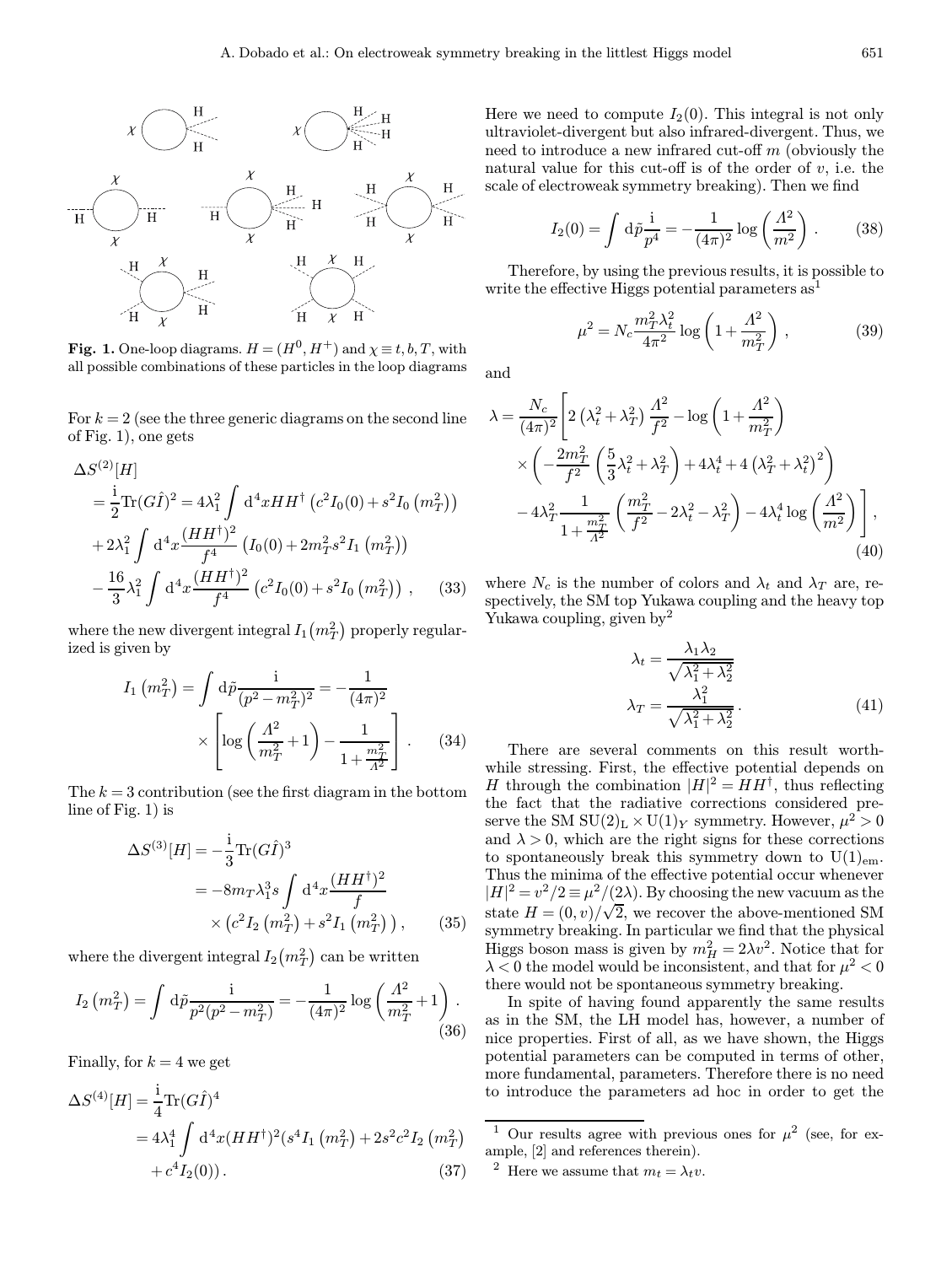**Fig. 1.** One-loop diagrams. $H = (H^0, H^+)$ and $\chi \equiv t, b, T$, with all possible combinations of these particles in the loop diagrams

For $k = 2$ (see the three generic diagrams on the second line of Fig. 1), one gets

$$
\begin{aligned}
\Delta S^{(2)}[H] &= \frac{\mathrm{i}}{2}\mathrm{Tr}(G\hat{I})^2 = 4\lambda_1^2 \int \mathrm{d}^4x HH^\dagger \left(c^2 I_0(0) + s^2 I_0\left(m_T^2\right)\right) \\
&+ 2\lambda_1^2 \int \mathrm{d}^4x \frac{(HH^\dagger)^2}{f^4}\left(I_0(0) + 2m_T^2 s^2 I_1\left(m_T^2\right)\right) \\
&- \frac{16}{3}\lambda_1^2 \int \mathrm{d}^4x \frac{(HH^\dagger)^2}{f^4}\left(c^2 I_0(0) + s^2 I_0\left(m_T^2\right)\right) , \qquad (33)
\end{aligned}
$$

where the new divergent integral $I_1\left(m_T^2\right)$ properly regularized is given by

$$
I_1\left(m_T^2\right) = \int \mathrm{d}\tilde{p}\frac{\mathrm{i}}{(p^2 - m_T^2)^2} = -\frac{1}{(4\pi)^2} \times \left[\log\left(\frac{\Lambda^2}{m_T^2} + 1\right) - \frac{1}{1 + \frac{m_T^2}{\Lambda^2}}\right] . \qquad (34)
$$

The $k = 3$ contribution (see the first diagram in the bottom line of Fig. 1) is

$$
\begin{aligned}
\Delta S^{(3)}[H] &= -\frac{\mathrm{i}}{3}\mathrm{Tr}(G\hat{I})^3 \\
&= -8m_T\lambda_1^3 s \int \mathrm{d}^4x \frac{(HH^\dagger)^2}{f} \times \left(c^2 I_2\left(m_T^2\right) + s^2 I_1\left(m_T^2\right)\right) , \qquad (35)
\end{aligned}
$$

where the divergent integral $I_2\left(m_T^2\right)$ can be written

$$
I_2\left(m_T^2\right) = \int \mathrm{d}\tilde{p}\frac{\mathrm{i}}{p^2(p^2 - m_T^2)} = -\frac{1}{(4\pi)^2}\log\left(\frac{\Lambda^2}{m_T^2} + 1\right) . \qquad (36)
$$

Finally, for $k = 4$ we get

$$
\begin{aligned}
\Delta S^{(4)}[H] &= \frac{\mathrm{i}}{4}\mathrm{Tr}(G\hat{I})^4 \\
&= 4\lambda_1^4 \int \mathrm{d}^4x (HH^\dagger)^2 (s^4 I_1\left(m_T^2\right) + 2s^2c^2 I_2\left(m_T^2\right) \\
&+ c^4 I_2(0)) . \qquad (37)
\end{aligned}
$$

Here we need to compute $I_2(0)$. This integral is not only ultraviolet-divergent but also infrared-divergent. Thus, we need to introduce a new infrared cut-off $m$ (obviously the natural value for this cut-off is of the order of $v$, i.e. the scale of electroweak symmetry breaking). Then we find

$$
I_2(0) = \int \mathrm{d}\tilde{p}\frac{\mathrm{i}}{p^4} = -\frac{1}{(4\pi)^2}\log\left(\frac{\Lambda^2}{m^2}\right) . \qquad (38)
$$

Therefore, by using the previous results, it is possible to write the effective Higgs potential parameters as[1]

$$
\mu^2 = N_c \frac{m_T^2\lambda_t^2}{4\pi^2}\log\left(1 + \frac{\Lambda^2}{m_T^2}\right) , \qquad (39)
$$

and

$$
\begin{aligned}
\lambda = \frac{N_c}{(4\pi)^2}\Bigg[ & 2\left(\lambda_t^2 + \lambda_T^2\right)\frac{\Lambda^2}{f^2} - \log\left(1 + \frac{\Lambda^2}{m_T^2}\right) \\
& \times \left(-\frac{2m_T^2}{f^2}\left(\frac{5}{3}\lambda_t^2 + \lambda_T^2\right) + 4\lambda_t^4 + 4\left(\lambda_T^2 + \lambda_t^2\right)^2\right) \\
& - 4\lambda_T^2 \frac{1}{1 + \frac{m_T^2}{\Lambda^2}}\left(\frac{m_T^2}{f^2} - 2\lambda_t^2 - \lambda_T^2\right) - 4\lambda_t^4 \log\left(\frac{\Lambda^2}{m^2}\right)\Bigg] ,
\end{aligned} \qquad (40)
$$

where $N_c$ is the number of colors and $\lambda_t$ and $\lambda_T$ are, respectively, the SM top Yukawa coupling and the heavy top Yukawa coupling, given by[2]

$$
\begin{aligned}
\lambda_t &= \frac{\lambda_1\lambda_2}{\sqrt{\lambda_1^2 + \lambda_2^2}} \\
\lambda_T &= \frac{\lambda_1^2}{\sqrt{\lambda_1^2 + \lambda_2^2}} .
\end{aligned} \qquad (41)
$$

There are several comments on this result worthwhile stressing. First, the effective potential depends on $H$ through the combination $|H|^2 = HH^\dagger$, thus reflecting the fact that the radiative corrections considered preserve the SM $\mathrm{SU}(2)_\mathrm{L} \times \mathrm{U}(1)_Y$ symmetry. However, $\mu^2 > 0$ and $\lambda > 0$, which are the right signs for these corrections to spontaneously break this symmetry down to $\mathrm{U}(1)_\mathrm{em}$. Thus the minima of the effective potential occur whenever $|H|^2 = v^2/2 \equiv \mu^2/(2\lambda)$. By choosing the new vacuum as the state $H = (0, v)/\sqrt{2}$, we recover the above-mentioned SM symmetry breaking. In particular we find that the physical Higgs boson mass is given by $m_H^2 = 2\lambda v^2$. Notice that for $\lambda < 0$ the model would be inconsistent, and that for $\mu^2 < 0$ there would not be spontaneous symmetry breaking.

In spite of having found apparently the same results as in the SM, the LH model has, however, a number of nice properties. First of all, as we have shown, the Higgs potential parameters can be computed in terms of other, more fundamental, parameters. Therefore there is no need to introduce the parameters ad hoc in order to get the

---

[1] Our results agree with previous ones for $\mu^2$ (see, for example, [2] and references therein).

[2] Here we assume that $m_t = \lambda_t v$.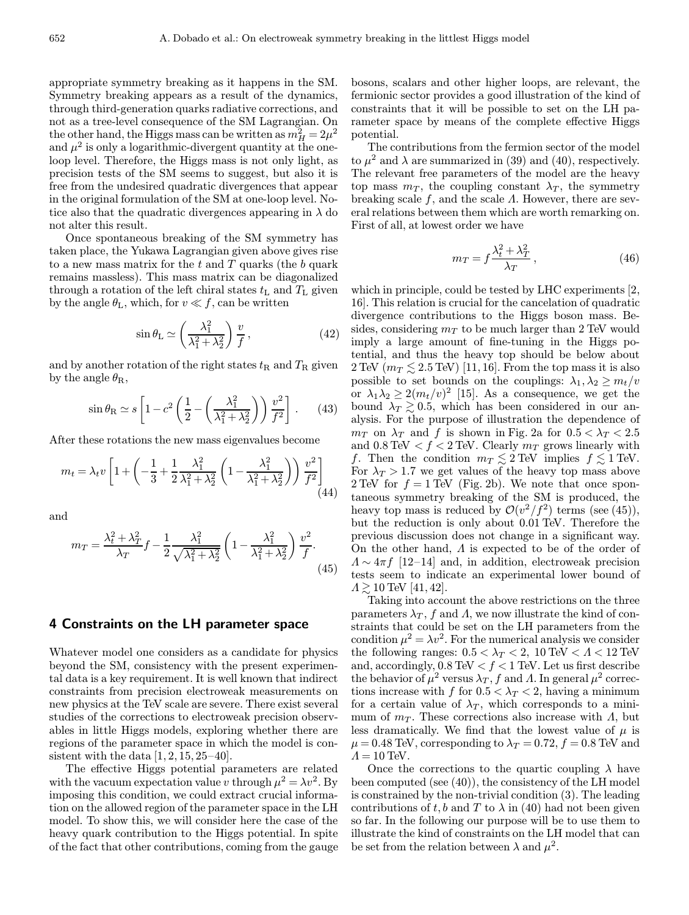appropriate symmetry breaking as it happens in the SM. Symmetry breaking appears as a result of the dynamics, through third-generation quarks radiative corrections, and not as a tree-level consequence of the SM Lagrangian. On the other hand, the Higgs mass can be written as $m_H^2 = 2\mu^2$ and $\mu^2$ is only a logarithmic-divergent quantity at the one-loop level. Therefore, the Higgs mass is not only light, as precision tests of the SM seems to suggest, but also it is free from the undesired quadratic divergences that appear in the original formulation of the SM at one-loop level. Notice also that the quadratic divergences appearing in $\lambda$ do not alter this result.

Once spontaneous breaking of the SM symmetry has taken place, the Yukawa Lagrangian given above gives rise to a new mass matrix for the $t$ and $T$ quarks (the $b$ quark remains massless). This mass matrix can be diagonalized through a rotation of the left chiral states $t_\mathrm{L}$ and $T_\mathrm{L}$ given by the angle $\theta_\mathrm{L}$, which, for $v \ll f$, can be written

$$\sin\theta_\mathrm{L} \simeq \left(\frac{\lambda_1^2}{\lambda_1^2+\lambda_2^2}\right)\frac{v}{f}\,, \tag{42}$$

and by another rotation of the right states $t_\mathrm{R}$ and $T_\mathrm{R}$ given by the angle $\theta_\mathrm{R}$,

$$\sin\theta_\mathrm{R} \simeq s\left[1 - c^2\left(\frac{1}{2} - \left(\frac{\lambda_1^2}{\lambda_1^2+\lambda_2^2}\right)\right)\frac{v^2}{f^2}\right]\,. \tag{43}$$

After these rotations the new mass eigenvalues become

$$m_t = \lambda_t v\left[1 + \left(-\frac{1}{3} + \frac{1}{2}\frac{\lambda_1^2}{\lambda_1^2+\lambda_2^2}\left(1 - \frac{\lambda_1^2}{\lambda_1^2+\lambda_2^2}\right)\right)\frac{v^2}{f^2}\right] \tag{44}$$

and

$$m_T = \frac{\lambda_t^2+\lambda_T^2}{\lambda_T}f - \frac{1}{2}\frac{\lambda_1^2}{\sqrt{\lambda_1^2+\lambda_2^2}}\left(1 - \frac{\lambda_1^2}{\lambda_1^2+\lambda_2^2}\right)\frac{v^2}{f}. \tag{45}$$

## 4 Constraints on the LH parameter space

Whatever model one considers as a candidate for physics beyond the SM, consistency with the present experimental data is a key requirement. It is well known that indirect constraints from precision electroweak measurements on new physics at the TeV scale are severe. There exist several studies of the corrections to electroweak precision observables in little Higgs models, exploring whether there are regions of the parameter space in which the model is consistent with the data [1, 2, 15, 25–40].

The effective Higgs potential parameters are related with the vacuum expectation value $v$ through $\mu^2 = \lambda v^2$. By imposing this condition, we could extract crucial information on the allowed region of the parameter space in the LH model. To show this, we will consider here the case of the heavy quark contribution to the Higgs potential. In spite of the fact that other contributions, coming from the gauge bosons, scalars and other higher loops, are relevant, the fermionic sector provides a good illustration of the kind of constraints that it will be possible to set on the LH parameter space by means of the complete effective Higgs potential.

The contributions from the fermion sector of the model to $\mu^2$ and $\lambda$ are summarized in (39) and (40), respectively. The relevant free parameters of the model are the heavy top mass $m_T$, the coupling constant $\lambda_T$, the symmetry breaking scale $f$, and the scale $\Lambda$. However, there are several relations between them which are worth remarking on. First of all, at lowest order we have

$$m_T = f\frac{\lambda_t^2+\lambda_T^2}{\lambda_T}\,, \tag{46}$$

which in principle, could be tested by LHC experiments [2, 16]. This relation is crucial for the cancelation of quadratic divergence contributions to the Higgs boson mass. Besides, considering $m_T$ to be much larger than 2 TeV would imply a large amount of fine-tuning in the Higgs potential, and thus the heavy top should be below about 2 TeV ($m_T \lesssim 2.5$ TeV) [11, 16]. From the top mass it is also possible to set bounds on the couplings: $\lambda_1, \lambda_2 \geq m_t/v$ or $\lambda_1\lambda_2 \geq 2(m_t/v)^2$ [15]. As a consequence, we get the bound $\lambda_T \gtrsim 0.5$, which has been considered in our analysis. For the purpose of illustration the dependence of $m_T$ on $\lambda_T$ and $f$ is shown in Fig. 2a for $0.5 < \lambda_T < 2.5$ and $0.8\,\mathrm{TeV} < f < 2\,\mathrm{TeV}$. Clearly $m_T$ grows linearly with $f$. Then the condition $m_T \lesssim 2$ TeV implies $f \lesssim 1$ TeV. For $\lambda_T > 1.7$ we get values of the heavy top mass above 2 TeV for $f = 1$ TeV (Fig. 2b). We note that once spontaneous symmetry breaking of the SM is produced, the heavy top mass is reduced by $\mathcal{O}(v^2/f^2)$ terms (see (45)), but the reduction is only about 0.01 TeV. Therefore the previous discussion does not change in a significant way. On the other hand, $\Lambda$ is expected to be of the order of $\Lambda \sim 4\pi f$ [12–14] and, in addition, electroweak precision tests seem to indicate an experimental lower bound of $\Lambda \gtrsim 10$ TeV [41, 42].

Taking into account the above restrictions on the three parameters $\lambda_T$, $f$ and $\Lambda$, we now illustrate the kind of constraints that could be set on the LH parameters from the condition $\mu^2 = \lambda v^2$. For the numerical analysis we consider the following ranges: $0.5 < \lambda_T < 2$, $10\,\mathrm{TeV} < \Lambda < 12\,\mathrm{TeV}$ and, accordingly, $0.8\,\mathrm{TeV} < f < 1\,\mathrm{TeV}$. Let us first describe the behavior of $\mu^2$ versus $\lambda_T$, $f$ and $\Lambda$. In general $\mu^2$ corrections increase with $f$ for $0.5 < \lambda_T < 2$, having a minimum for a certain value of $\lambda_T$, which corresponds to a minimum of $m_T$. These corrections also increase with $\Lambda$, but less dramatically. We find that the lowest value of $\mu$ is $\mu = 0.48$ TeV, corresponding to $\lambda_T = 0.72$, $f = 0.8$ TeV and $\Lambda = 10$ TeV.

Once the corrections to the quartic coupling $\lambda$ have been computed (see (40)), the consistency of the LH model is constrained by the non-trivial condition (3). The leading contributions of $t, b$ and $T$ to $\lambda$ in (40) had not been given so far. In the following our purpose will be to use them to illustrate the kind of constraints on the LH model that can be set from the relation between $\lambda$ and $\mu^2$.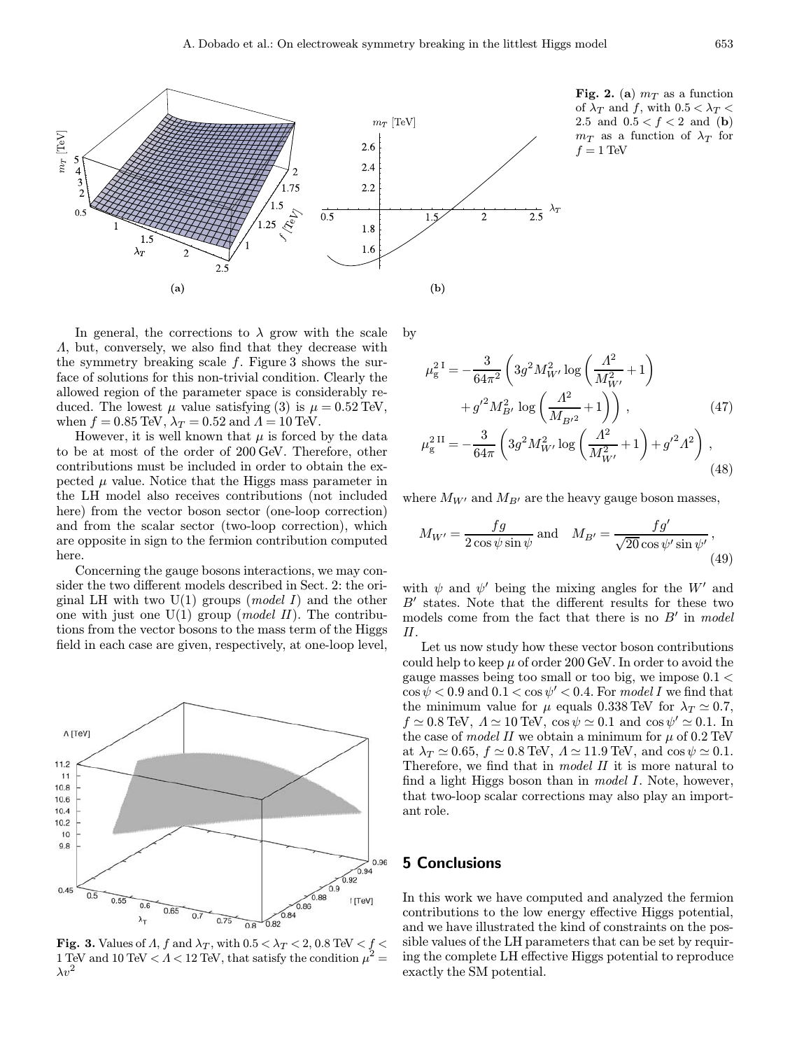**Fig. 2.** (**a**) $m_T$ as a function of $\lambda_T$ and $f$, with $0.5 < \lambda_T < 2.5$ and $0.5 < f < 2$ and (**b**) $m_T$ as a function of $\lambda_T$ for $f = 1$ TeV

In general, the corrections to $\lambda$ grow with the scale $\Lambda$, but, conversely, we also find that they decrease with the symmetry breaking scale $f$. Figure 3 shows the surface of solutions for this non-trivial condition. Clearly the allowed region of the parameter space is considerably reduced. The lowest $\mu$ value satisfying (3) is $\mu = 0.52$ TeV, when $f = 0.85$ TeV, $\lambda_T = 0.52$ and $\Lambda = 10$ TeV.

However, it is well known that $\mu$ is forced by the data to be at most of the order of 200 GeV. Therefore, other contributions must be included in order to obtain the expected $\mu$ value. Notice that the Higgs mass parameter in the LH model also receives contributions (not included here) from the vector boson sector (one-loop correction) and from the scalar sector (two-loop correction), which are opposite in sign to the fermion contribution computed here.

Concerning the gauge bosons interactions, we may consider the two different models described in Sect. 2: the original LH with two U(1) groups (*model I*) and the other one with just one U(1) group (*model II*). The contributions from the vector bosons to the mass term of the Higgs field in each case are given, respectively, at one-loop level, by

$$\mu_{\rm g}^{2\,\rm I} = -\frac{3}{64\pi^2}\left(3g^2 M_{W'}^2 \log\left(\frac{\Lambda^2}{M_{W'}^2}+1\right) + g'^2 M_{B'}^2 \log\left(\frac{\Lambda^2}{M_{B'^2}}+1\right)\right), \tag{47}$$

$$\mu_{\rm g}^{2\,\rm II} = -\frac{3}{64\pi}\left(3g^2 M_{W'}^2 \log\left(\frac{\Lambda^2}{M_{W'}^2}+1\right) + g'^2\Lambda^2\right), \tag{48}$$

where $M_{W'}$ and $M_{B'}$ are the heavy gauge boson masses,

$$M_{W'} = \frac{fg}{2\cos\psi\sin\psi} \text{ and } \quad M_{B'} = \frac{fg'}{\sqrt{20}\cos\psi'\sin\psi'}, \tag{49}$$

with $\psi$ and $\psi'$ being the mixing angles for the $W'$ and $B'$ states. Note that the different results for these two models come from the fact that there is no $B'$ in *model II*.

Let us now study how these vector boson contributions could help to keep $\mu$ of order 200 GeV. In order to avoid the gauge masses being too small or too big, we impose $0.1 < \cos\psi < 0.9$ and $0.1 < \cos\psi' < 0.4$. For *model I* we find that the minimum value for $\mu$ equals 0.338 TeV for $\lambda_T \simeq 0.7$, $f \simeq 0.8$ TeV, $\Lambda \simeq 10$ TeV, $\cos\psi \simeq 0.1$ and $\cos\psi' \simeq 0.1$. In the case of *model II* we obtain a minimum for $\mu$ of 0.2 TeV at $\lambda_T \simeq 0.65$, $f \simeq 0.8$ TeV, $\Lambda \simeq 11.9$ TeV, and $\cos\psi \simeq 0.1$. Therefore, we find that in *model II* it is more natural to find a light Higgs boson than in *model I*. Note, however, that two-loop scalar corrections may also play an important role.

**Fig. 3.** Values of $\Lambda$, $f$ and $\lambda_T$, with $0.5 < \lambda_T < 2$, 0.8 TeV $< f <$ 1 TeV and 10 TeV $< \Lambda <$ 12 TeV, that satisfy the condition $\mu^2 = \lambda v^2$

## 5 Conclusions

In this work we have computed and analyzed the fermion contributions to the low energy effective Higgs potential, and we have illustrated the kind of constraints on the possible values of the LH parameters that can be set by requiring the complete LH effective Higgs potential to reproduce exactly the SM potential.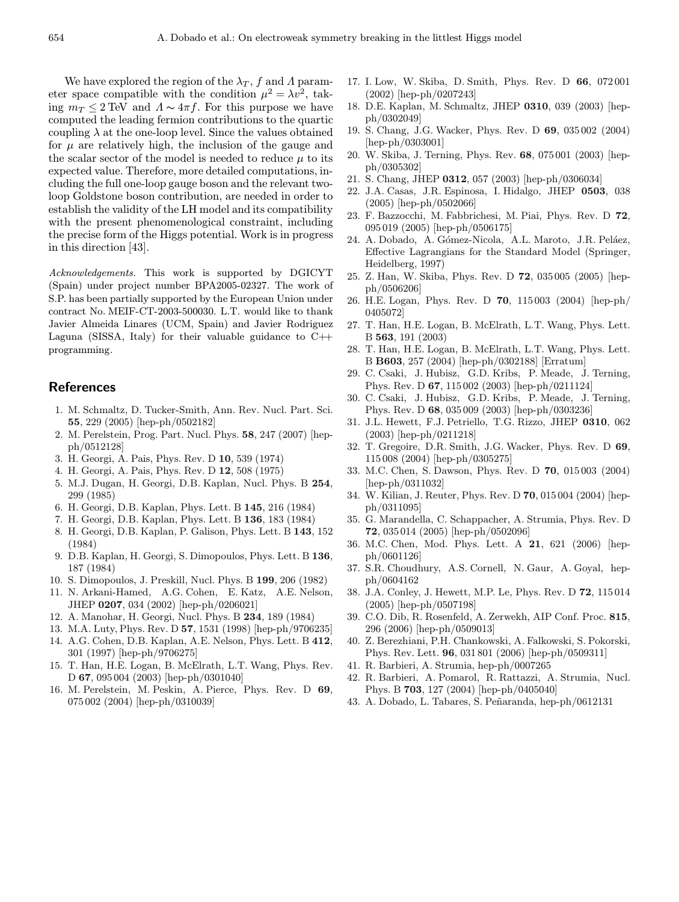We have explored the region of the $\lambda_T$, $f$ and $\Lambda$ parameter space compatible with the condition $\mu^2 = \lambda v^2$, taking $m_T \leq 2\,\text{TeV}$ and $\Lambda \sim 4\pi f$. For this purpose we have computed the leading fermion contributions to the quartic coupling $\lambda$ at the one-loop level. Since the values obtained for $\mu$ are relatively high, the inclusion of the gauge and the scalar sector of the model is needed to reduce $\mu$ to its expected value. Therefore, more detailed computations, including the full one-loop gauge boson and the relevant two-loop Goldstone boson contribution, are needed in order to establish the validity of the LH model and its compatibility with the present phenomenological constraint, including the precise form of the Higgs potential. Work is in progress in this direction [43].

*Acknowledgements.* This work is supported by DGICYT (Spain) under project number BPA2005-02327. The work of S.P. has been partially supported by the European Union under contract No. MEIF-CT-2003-500030. L.T. would like to thank Javier Almeida Linares (UCM, Spain) and Javier Rodriguez Laguna (SISSA, Italy) for their valuable guidance to C++ programming.

## References

1. M. Schmaltz, D. Tucker-Smith, Ann. Rev. Nucl. Part. Sci. **55**, 229 (2005) [hep-ph/0502182]
2. M. Perelstein, Prog. Part. Nucl. Phys. **58**, 247 (2007) [hep-ph/0512128]
3. H. Georgi, A. Pais, Phys. Rev. D **10**, 539 (1974)
4. H. Georgi, A. Pais, Phys. Rev. D **12**, 508 (1975)
5. M.J. Dugan, H. Georgi, D.B. Kaplan, Nucl. Phys. B **254**, 299 (1985)
6. H. Georgi, D.B. Kaplan, Phys. Lett. B **145**, 216 (1984)
7. H. Georgi, D.B. Kaplan, Phys. Lett. B **136**, 183 (1984)
8. H. Georgi, D.B. Kaplan, P. Galison, Phys. Lett. B **143**, 152 (1984)
9. D.B. Kaplan, H. Georgi, S. Dimopoulos, Phys. Lett. B **136**, 187 (1984)
10. S. Dimopoulos, J. Preskill, Nucl. Phys. B **199**, 206 (1982)
11. N. Arkani-Hamed, A.G. Cohen, E. Katz, A.E. Nelson, JHEP **0207**, 034 (2002) [hep-ph/0206021]
12. A. Manohar, H. Georgi, Nucl. Phys. B **234**, 189 (1984)
13. M.A. Luty, Phys. Rev. D **57**, 1531 (1998) [hep-ph/9706235]
14. A.G. Cohen, D.B. Kaplan, A.E. Nelson, Phys. Lett. B **412**, 301 (1997) [hep-ph/9706275]
15. T. Han, H.E. Logan, B. McElrath, L.T. Wang, Phys. Rev. D **67**, 095004 (2003) [hep-ph/0301040]
16. M. Perelstein, M. Peskin, A. Pierce, Phys. Rev. D **69**, 075002 (2004) [hep-ph/0310039]
17. I. Low, W. Skiba, D. Smith, Phys. Rev. D **66**, 072001 (2002) [hep-ph/0207243]
18. D.E. Kaplan, M. Schmaltz, JHEP **0310**, 039 (2003) [hep-ph/0302049]
19. S. Chang, J.G. Wacker, Phys. Rev. D **69**, 035002 (2004) [hep-ph/0303001]
20. W. Skiba, J. Terning, Phys. Rev. **68**, 075001 (2003) [hep-ph/0305302]
21. S. Chang, JHEP **0312**, 057 (2003) [hep-ph/0306034]
22. J.A. Casas, J.R. Espinosa, I. Hidalgo, JHEP **0503**, 038 (2005) [hep-ph/0502066]
23. F. Bazzocchi, M. Fabbrichesi, M. Piai, Phys. Rev. D **72**, 095019 (2005) [hep-ph/0506175]
24. A. Dobado, A. Gómez-Nicola, A.L. Maroto, J.R. Peláez, Effective Lagrangians for the Standard Model (Springer, Heidelberg, 1997)
25. Z. Han, W. Skiba, Phys. Rev. D **72**, 035005 (2005) [hep-ph/0506206]
26. H.E. Logan, Phys. Rev. D **70**, 115003 (2004) [hep-ph/0405072]
27. T. Han, H.E. Logan, B. McElrath, L.T. Wang, Phys. Lett. B **563**, 191 (2003)
28. T. Han, H.E. Logan, B. McElrath, L.T. Wang, Phys. Lett. B **B603**, 257 (2004) [hep-ph/0302188] [Erratum]
29. C. Csaki, J. Hubisz, G.D. Kribs, P. Meade, J. Terning, Phys. Rev. D **67**, 115002 (2003) [hep-ph/0211124]
30. C. Csaki, J. Hubisz, G.D. Kribs, P. Meade, J. Terning, Phys. Rev. D **68**, 035009 (2003) [hep-ph/0303236]
31. J.L. Hewett, F.J. Petriello, T.G. Rizzo, JHEP **0310**, 062 (2003) [hep-ph/0211218]
32. T. Gregoire, D.R. Smith, J.G. Wacker, Phys. Rev. D **69**, 115008 (2004) [hep-ph/0305275]
33. M.C. Chen, S. Dawson, Phys. Rev. D **70**, 015003 (2004) [hep-ph/0311032]
34. W. Kilian, J. Reuter, Phys. Rev. D **70**, 015004 (2004) [hep-ph/0311095]
35. G. Marandella, C. Schappacher, A. Strumia, Phys. Rev. D **72**, 035014 (2005) [hep-ph/0502096]
36. M.C. Chen, Mod. Phys. Lett. A **21**, 621 (2006) [hep-ph/0601126]
37. S.R. Choudhury, A.S. Cornell, N. Gaur, A. Goyal, hep-ph/0604162
38. J.A. Conley, J. Hewett, M.P. Le, Phys. Rev. D **72**, 115014 (2005) [hep-ph/0507198]
39. C.O. Dib, R. Rosenfeld, A. Zerwekh, AIP Conf. Proc. **815**, 296 (2006) [hep-ph/0509013]
40. Z. Berezhiani, P.H. Chankowski, A. Falkowski, S. Pokorski, Phys. Rev. Lett. **96**, 031801 (2006) [hep-ph/0509311]
41. R. Barbieri, A. Strumia, hep-ph/0007265
42. R. Barbieri, A. Pomarol, R. Rattazzi, A. Strumia, Nucl. Phys. B **703**, 127 (2004) [hep-ph/0405040]
43. A. Dobado, L. Tabares, S. Peñaranda, hep-ph/0612131